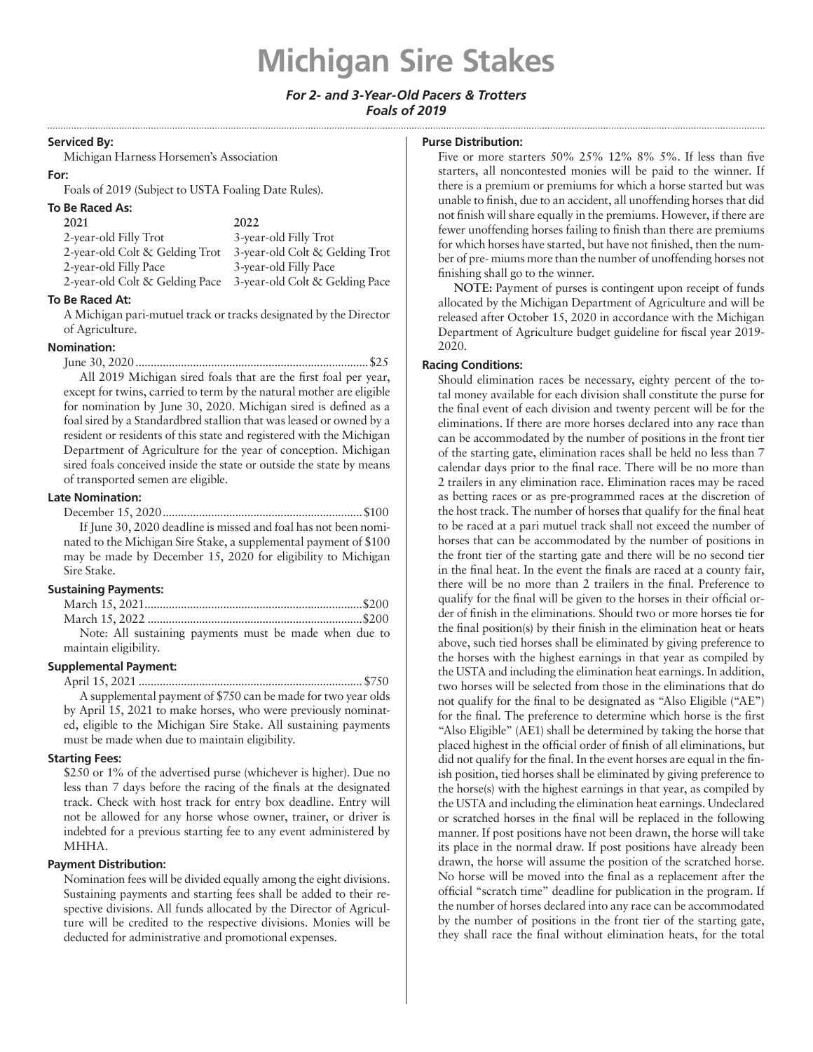# Michigan Sire Stakes

***For 2- and 3-Year-Old Pacers & Trotters***
***Foals of 2019***

**Serviced By:**

Michigan Harness Horsemen's Association

**For:**

Foals of 2019 (Subject to USTA Foaling Date Rules).

**To Be Raced As:**

| 2021 | 2022 |
|---|---|
| 2-year-old Filly Trot | 3-year-old Filly Trot |
| 2-year-old Colt & Gelding Trot | 3-year-old Colt & Gelding Trot |
| 2-year-old Filly Pace | 3-year-old Filly Pace |
| 2-year-old Colt & Gelding Pace | 3-year-old Colt & Gelding Pace |

**To Be Raced At:**

A Michigan pari-mutuel track or tracks designated by the Director of Agriculture.

**Nomination:**

June 30, 2020 .......................................................................... $25

All 2019 Michigan sired foals that are the first foal per year, except for twins, carried to term by the natural mother are eligible for nomination by June 30, 2020. Michigan sired is defined as a foal sired by a Standardbred stallion that was leased or owned by a resident or residents of this state and registered with the Michigan Department of Agriculture for the year of conception. Michigan sired foals conceived inside the state or outside the state by means of transported semen are eligible.

**Late Nomination:**

December 15, 2020 ................................................................ $100

If June 30, 2020 deadline is missed and foal has not been nominated to the Michigan Sire Stake, a supplemental payment of $100 may be made by December 15, 2020 for eligibility to Michigan Sire Stake.

**Sustaining Payments:**

March 15, 2021...................................................................... $200
March 15, 2022 ..................................................................... $200

Note: All sustaining payments must be made when due to maintain eligibility.

**Supplemental Payment:**

April 15, 2021 ........................................................................ $750

A supplemental payment of $750 can be made for two year olds by April 15, 2021 to make horses, who were previously nominated, eligible to the Michigan Sire Stake. All sustaining payments must be made when due to maintain eligibility.

**Starting Fees:**

$250 or 1% of the advertised purse (whichever is higher). Due no less than 7 days before the racing of the finals at the designated track. Check with host track for entry box deadline. Entry will not be allowed for any horse whose owner, trainer, or driver is indebted for a previous starting fee to any event administered by MHHA.

**Payment Distribution:**

Nomination fees will be divided equally among the eight divisions. Sustaining payments and starting fees shall be added to their respective divisions. All funds allocated by the Director of Agriculture will be credited to the respective divisions. Monies will be deducted for administrative and promotional expenses.

**Purse Distribution:**

Five or more starters 50% 25% 12% 8% 5%. If less than five starters, all noncontested monies will be paid to the winner. If there is a premium or premiums for which a horse started but was unable to finish, due to an accident, all unoffending horses that did not finish will share equally in the premiums. However, if there are fewer unoffending horses failing to finish than there are premiums for which horses have started, but have not finished, then the number of pre- miums more than the number of unoffending horses not finishing shall go to the winner.

**NOTE:** Payment of purses is contingent upon receipt of funds allocated by the Michigan Department of Agriculture and will be released after October 15, 2020 in accordance with the Michigan Department of Agriculture budget guideline for fiscal year 2019-2020.

**Racing Conditions:**

Should elimination races be necessary, eighty percent of the total money available for each division shall constitute the purse for the final event of each division and twenty percent will be for the eliminations. If there are more horses declared into any race than can be accommodated by the number of positions in the front tier of the starting gate, elimination races shall be held no less than 7 calendar days prior to the final race. There will be no more than 2 trailers in any elimination race. Elimination races may be raced as betting races or as pre-programmed races at the discretion of the host track. The number of horses that qualify for the final heat to be raced at a pari mutuel track shall not exceed the number of horses that can be accommodated by the number of positions in the front tier of the starting gate and there will be no second tier in the final heat. In the event the finals are raced at a county fair, there will be no more than 2 trailers in the final. Preference to qualify for the final will be given to the horses in their official order of finish in the eliminations. Should two or more horses tie for the final position(s) by their finish in the elimination heat or heats above, such tied horses shall be eliminated by giving preference to the horses with the highest earnings in that year as compiled by the USTA and including the elimination heat earnings. In addition, two horses will be selected from those in the eliminations that do not qualify for the final to be designated as "Also Eligible ("AE") for the final. The preference to determine which horse is the first "Also Eligible" (AE1) shall be determined by taking the horse that placed highest in the official order of finish of all eliminations, but did not qualify for the final. In the event horses are equal in the finish position, tied horses shall be eliminated by giving preference to the horse(s) with the highest earnings in that year, as compiled by the USTA and including the elimination heat earnings. Undeclared or scratched horses in the final will be replaced in the following manner. If post positions have not been drawn, the horse will take its place in the normal draw. If post positions have already been drawn, the horse will assume the position of the scratched horse. No horse will be moved into the final as a replacement after the official "scratch time" deadline for publication in the program. If the number of horses declared into any race can be accommodated by the number of positions in the front tier of the starting gate, they shall race the final without elimination heats, for the total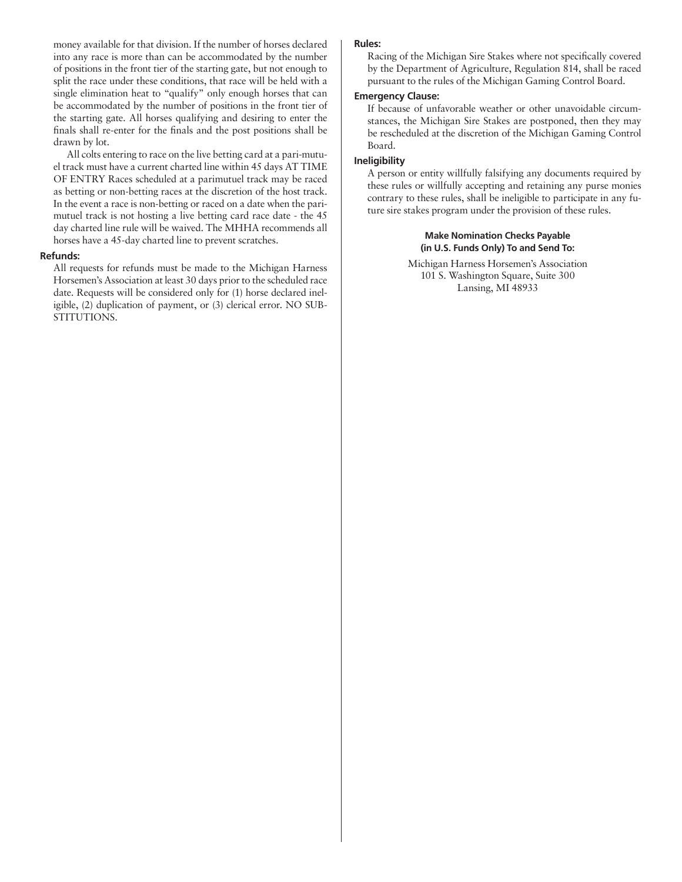money available for that division. If the number of horses declared into any race is more than can be accommodated by the number of positions in the front tier of the starting gate, but not enough to split the race under these conditions, that race will be held with a single elimination heat to "qualify" only enough horses that can be accommodated by the number of positions in the front tier of the starting gate. All horses qualifying and desiring to enter the finals shall re-enter for the finals and the post positions shall be drawn by lot.

All colts entering to race on the live betting card at a pari-mutuel track must have a current charted line within 45 days AT TIME OF ENTRY Races scheduled at a parimutuel track may be raced as betting or non-betting races at the discretion of the host track. In the event a race is non-betting or raced on a date when the pari-mutuel track is not hosting a live betting card race date - the 45 day charted line rule will be waived. The MHHA recommends all horses have a 45-day charted line to prevent scratches.

**Refunds:**

All requests for refunds must be made to the Michigan Harness Horsemen's Association at least 30 days prior to the scheduled race date. Requests will be considered only for (1) horse declared ineligible, (2) duplication of payment, or (3) clerical error. NO SUBSTITUTIONS.

**Rules:**

Racing of the Michigan Sire Stakes where not specifically covered by the Department of Agriculture, Regulation 814, shall be raced pursuant to the rules of the Michigan Gaming Control Board.

**Emergency Clause:**

If because of unfavorable weather or other unavoidable circumstances, the Michigan Sire Stakes are postponed, then they may be rescheduled at the discretion of the Michigan Gaming Control Board.

**Ineligibility**

A person or entity willfully falsifying any documents required by these rules or willfully accepting and retaining any purse monies contrary to these rules, shall be ineligible to participate in any future sire stakes program under the provision of these rules.

**Make Nomination Checks Payable (in U.S. Funds Only) To and Send To:**

Michigan Harness Horsemen's Association
101 S. Washington Square, Suite 300
Lansing, MI 48933